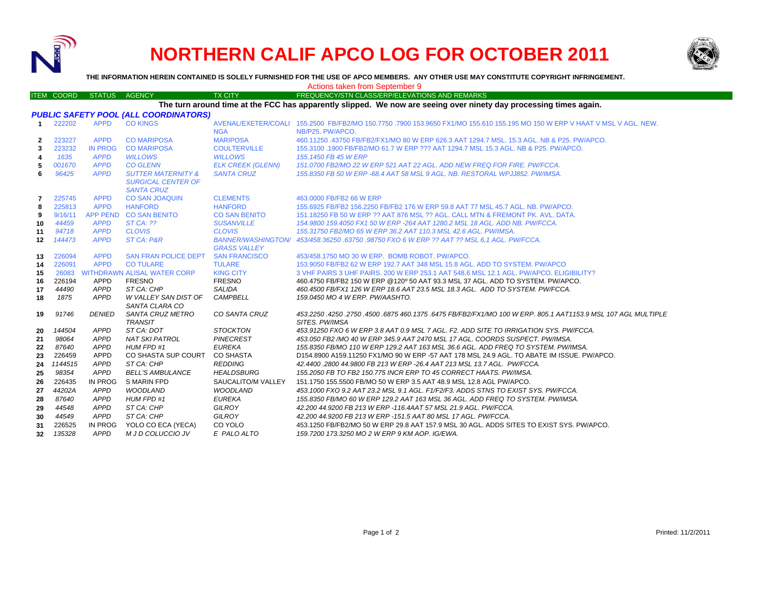# NORTHERN CALIF APCO LOG FOR OCTOBER 2011

**THE INFORMATION HEREIN CONTAINED IS SOLELY FURNISHED FOR THE USE OF APCO MEMBERS. ANY OTHER USE MAY CONSTITUTE COPYRIGHT INFRINGEMENT.**

Actions taken from September 9

| ITEM | COORD | STATUS | AGENCY | TX CITY | FREQUENCY/STN CLASS/ERP/ELEVATIONS AND REMARKS |
|---|---|---|---|---|---|

**The turn around time at the FCC has apparently slipped. We now are seeing over ninety day processing times again.**

***PUBLIC SAFETY POOL (ALL COORDINATORS)***

| ITEM | COORD | STATUS | AGENCY | TX CITY | FREQUENCY/STN CLASS/ERP/ELEVATIONS AND REMARKS |
|---|---|---|---|---|---|
| 1 | 222202 | APPD | CO KINGS | AVENAL/EXETER/COALINGA | 155.2500 FB/FB2/MO 150.7750 .7900 153.9650 FX1/MO 155.610 155.195 MO 150 W ERP V HAAT V MSL V AGL. NEW. NB/P25. PW/APCO. |
| 2 | 223227 | APPD | CO MARIPOSA | MARIPOSA | 460.11250 .43750 FB/FB2/FX1/MO 80 W ERP 626.3 AAT 1294.7 MSL. 15.3 AGL. NB & P25. PW/APCO. |
| 3 | 223232 | IN PROG | CO MARIPOSA | COULTERVILLE | 155.3100 .1900 FB/FB2/MO 61.7 W ERP ??? AAT 1294.7 MSL 15.3 AGL. NB & P25. PW/APCO. |
| 4 | *1635* | *APPD* | *WILLOWS* | *WILLOWS* | *155.1450 FB 45 W ERP* |
| 5 | *001670* | *APPD* | *CO GLENN* | *ELK CREEK (GLENN)* | *151.0700 FB2/MO 22 W ERP 521 AAT 22 AGL. ADD NEW FREQ FOR FIRE. PW/FCCA.* |
| 6 | *96425* | *APPD* | *SUTTER MATERNITY & SURGICAL CENTER OF SANTA CRUZ* | *SANTA CRUZ* | *155.8350 FB 50 W ERP -68.4 AAT 58 MSL 9 AGL. NB. RESTORAL WPJJ852. PW/IMSA.* |
| 7 | 225745 | APPD | CO SAN JOAQUIN | CLEMENTS | 463.0000 FB/FB2 66 W ERP |
| 8 | 225813 | APPD | HANFORD | HANFORD | 155.6925 FB/FB2 156.2250 FB/FB2 176 W ERP 59.8 AAT 77 MSL 45.7 AGL. NB. PW/APCO. |
| 9 | 9/16/11 | APP PEND | CO SAN BENITO | CO SAN BENITO | 151.18250 FB 50 W ERP ?? AAT 876 MSL ?? AGL. CALL MTN & FREMONT PK. AVL. DATA. |
| 10 | *44459* | *APPD* | *ST CA: ??* | *SUSANVILLE* | *154.9800 159.4050 FX1 50 W ERP -264 AAT 1280.2 MSL 18 AGL. ADD NB. PW/FCCA.* |
| 11 | *94718* | *APPD* | *CLOVIS* | *CLOVIS* | *155.31750 FB2/MO 65 W ERP 36.2 AAT 110.3 MSL 42.6 AGL. PW/IMSA.* |
| 12 | *144473* | *APPD* | *ST CA: P&R* | *BANNER/WASHINGTON/ GRASS VALLEY* | *453/458.36250 .63750 .98750 FXO 6 W ERP ?? AAT ?? MSL 6,1 AGL. PW/FCCA.* |
| 13 | 226094 | APPD | SAN FRAN POLICE DEPT | SAN FRANCISCO | 453/458.1750 MO 30 W ERP. BOMB ROBOT. PW/APCO. |
| 14 | 226091 | APPD | CO TULARE | TULARE | 153.9050 FB/FB2 62 W ERP 192.7 AAT 348 MSL 15.8 AGL. ADD TO SYSTEM. PW/APCO |
| 15 | 26083 | WITHDRAWN | ALISAL WATER CORP | KING CITY | 3 VHF PAIRS 3 UHF PAIRS. 200 W ERP 253.1 AAT 548.6 MSL 12.1 AGL. PW/APCO. ELIGIBILITY? |
| 16 | 226194 | APPD | FRESNO | FRESNO | 460.4750 FB/FB2 150 W ERP @120º 50 AAT 93.3 MSL 37 AGL. ADD TO SYSTEM. PW/APCO. |
| 17 | *44490* | *APPD* | *ST CA: CHP* | *SALIDA* | *460.4500 FB/FX1 126 W ERP 18.6 AAT 23.5 MSL 18.3 AGL. ADD TO SYSTEM. PW/FCCA.* |
| 18 | *1875* | *APPD* | *W VALLEY SAN DIST OF SANTA CLARA CO* | *CAMPBELL* | *159.0450 MO 4 W ERP. PW/AASHTO.* |
| 19 | *91746* | *DENIED* | *SANTA CRUZ METRO TRANSIT* | *CO SANTA CRUZ* | *453.2250 .4250 .2750 .4500 .6875 460.1375 .6475 FB/FB2/FX1/MO 100 W ERP. 805.1 AAT1153.9 MSL 107 AGL MULTIPLE SITES. PW/IMSA* |
| 20 | *144504* | *APPD* | *ST CA: DOT* | *STOCKTON* | *453.91250 FXO 6 W ERP 3.8 AAT 0.9 MSL 7 AGL. F2. ADD SITE TO IRRIGATION SYS. PW/FCCA.* |
| 21 | *98064* | *APPD* | *NAT SKI PATROL* | *PINECREST* | *453.050 FB2 /MO 40 W ERP 345.9 AAT 2470 MSL 17 AGL. COORDS SUSPECT. PW/IMSA.* |
| 22 | *87640* | *APPD* | *HUM FPD #1* | *EUREKA* | *155.8350 FB/MO 110 W ERP 129.2 AAT 163 MSL 36.6 AGL. ADD FREQ TO SYSTEM. PW/IMSA.* |
| 23 | 226459 | APPD | CO SHASTA SUP COURT | CO SHASTA | D154.8900 A159.11250 FX1/MO 90 W ERP -57 AAT 178 MSL 24.9 AGL. TO ABATE IM ISSUE. PW/APCO. |
| 24 | *1144515* | *APPD* | *ST CA: CHP* | *REDDING* | *42.4400 .2800 44.9800 FB 213 W ERP -26.4 AAT 213 MSL 13.7 AGL. PW/FCCA.* |
| 25 | *98354* | *APPD* | *BELL'S AMBULANCE* | *HEALDSBURG* | *155.2050 FB TO FB2 150.775 INCR ERP TO 45 CORRECT HAATS. PW/IMSA.* |
| 26 | 226435 | IN PROG | S MARIN FPD | SAUCALITO/M VALLEY | 151.1750 155.5500 FB/MO 50 W ERP 3.5 AAT 48.9 MSL 12.8 AGL PW/APCO. |
| 27 | *44202A* | *APPD* | *WOODLAND* | *WOODLAND* | *453.1000 FXO 9.2 AAT 23.2 MSL 9.1 AGL. F1/F2/F3. ADDS STNS TO EXIST SYS. PW/FCCA.* |
| 28 | *87640* | *APPD* | *HUM FPD #1* | *EUREKA* | *155.8350 FB/MO 60 W ERP 129.2 AAT 163 MSL 36 AGL. ADD FREQ TO SYSTEM. PW/IMSA.* |
| 29 | *44548* | *APPD* | *ST CA: CHP* | *GILROY* | *42.200 44.9200 FB 213 W ERP -116.4AAT 57 MSL 21.9 AGL. PW/FCCA.* |
| 30 | *44549* | *APPD* | *ST CA: CHP* | *GILROY* | *42.200 44.9200 FB 213 W ERP -151.5 AAT 80 MSL 17 AGL. PW/FCCA.* |
| 31 | 226525 | IN PROG | YOLO CO ECA (YECA) | CO YOLO | 453.1250 FB/FB2/MO 50 W ERP 29.8 AAT 157.9 MSL 30 AGL. ADDS SITES TO EXIST SYS. PW/APCO. |
| 32 | *135328* | *APPD* | *M J D COLUCCIO JV* | *E PALO ALTO* | *159.7200 173.3250 MO 2 W ERP 9 KM AOP. IG/EWA.* |

Printed: 11/2/2011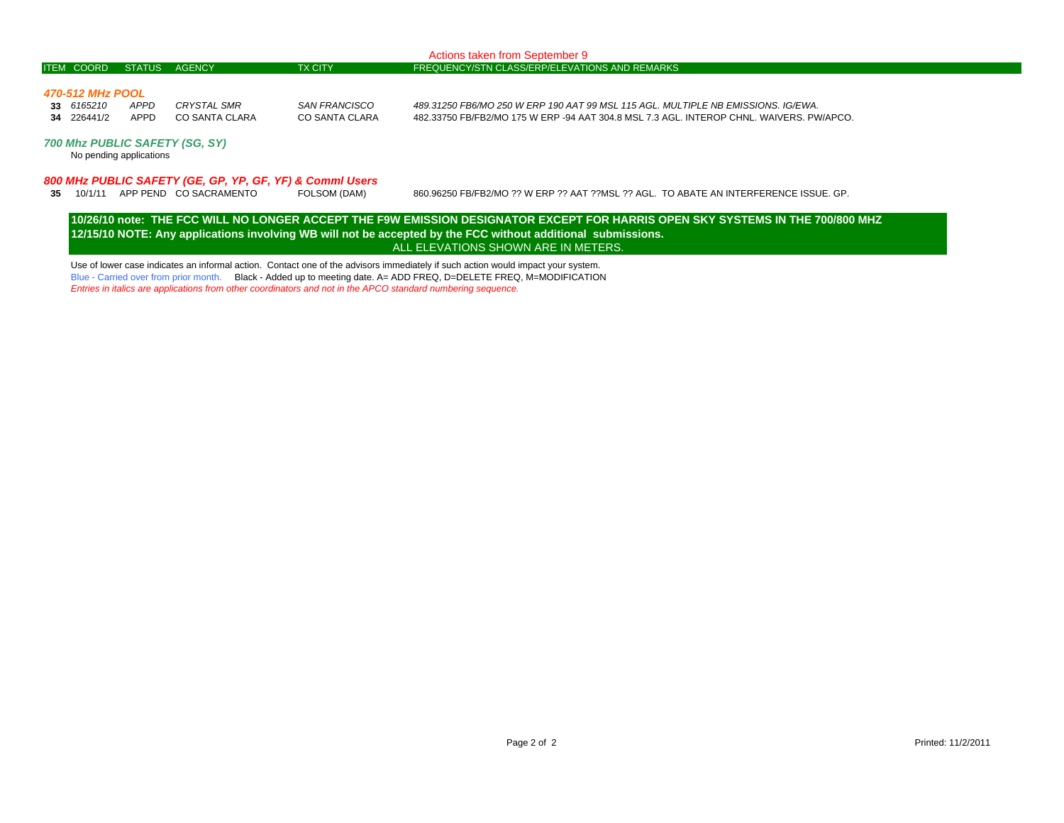Actions taken from September 9

| ITEM | COORD | STATUS | AGENCY | TX CITY | FREQUENCY/STN CLASS/ERP/ELEVATIONS AND REMARKS |
|---|---|---|---|---|---|
| ***470-512 MHz POOL*** | | | | | |
| **33** | *6165210* | *APPD* | *CRYSTAL SMR* | *SAN FRANCISCO* | *489.31250 FB6/MO 250 W ERP 190 AAT 99 MSL 115 AGL. MULTIPLE NB EMISSIONS. IG/EWA.* |
| **34** | 226441/2 | APPD | CO SANTA CLARA | CO SANTA CLARA | 482.33750 FB/FB2/MO 175 W ERP -94 AAT 304.8 MSL 7.3 AGL. INTEROP CHNL. WAIVERS. PW/APCO. |
| ***700 Mhz PUBLIC SAFETY (SG, SY)*** | | | | | |
| | No pending applications | | | | |
| ***800 MHz PUBLIC SAFETY (GE, GP, YP, GF, YF) & Comml Users*** | | | | | |
| **35** | 10/1/11 | APP PEND | CO SACRAMENTO | FOLSOM (DAM) | 860.96250 FB/FB2/MO ?? W ERP ?? AAT ??MSL ?? AGL. TO ABATE AN INTERFERENCE ISSUE. GP. |

**10/26/10 note: THE FCC WILL NO LONGER ACCEPT THE F9W EMISSION DESIGNATOR EXCEPT FOR HARRIS OPEN SKY SYSTEMS IN THE 700/800 MHZ**

**12/15/10 NOTE: Any applications involving WB will not be accepted by the FCC without additional submissions.**

ALL ELEVATIONS SHOWN ARE IN METERS.

Use of lower case indicates an informal action. Contact one of the advisors immediately if such action would impact your system.

Blue - Carried over from prior month. Black - Added up to meeting date. A= ADD FREQ, D=DELETE FREQ, M=MODIFICATION

*Entries in italics are applications from other coordinators and not in the APCO standard numbering sequence.*

Printed: 11/2/2011